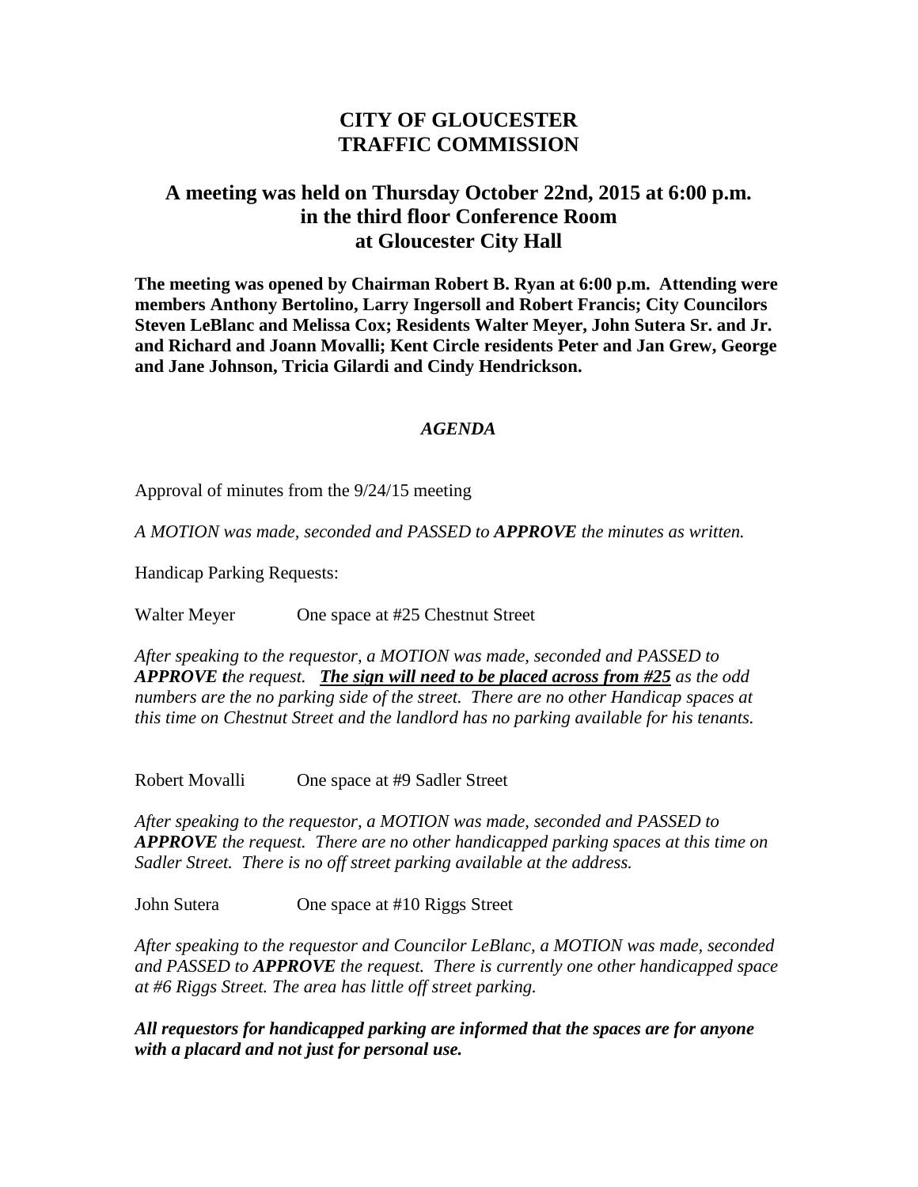# CITY OF GLOUCESTER
# TRAFFIC COMMISSION

## A meeting was held on Thursday October 22nd, 2015 at 6:00 p.m. in the third floor Conference Room at Gloucester City Hall

**The meeting was opened by Chairman Robert B. Ryan at 6:00 p.m. Attending were members Anthony Bertolino, Larry Ingersoll and Robert Francis; City Councilors Steven LeBlanc and Melissa Cox; Residents Walter Meyer, John Sutera Sr. and Jr. and Richard and Joann Movalli; Kent Circle residents Peter and Jan Grew, George and Jane Johnson, Tricia Gilardi and Cindy Hendrickson.**

***AGENDA***

Approval of minutes from the 9/24/15 meeting

*A MOTION was made, seconded and PASSED to **APPROVE** the minutes as written.*

Handicap Parking Requests:

Walter Meyer One space at #25 Chestnut Street

*After speaking to the requestor, a MOTION was made, seconded and PASSED to **APPROVE t**he request. **The sign will need to be placed across from #25** as the odd numbers are the no parking side of the street. There are no other Handicap spaces at this time on Chestnut Street and the landlord has no parking available for his tenants.*

Robert Movalli One space at #9 Sadler Street

*After speaking to the requestor, a MOTION was made, seconded and PASSED to **APPROVE** the request. There are no other handicapped parking spaces at this time on Sadler Street. There is no off street parking available at the address.*

John Sutera One space at #10 Riggs Street

*After speaking to the requestor and Councilor LeBlanc, a MOTION was made, seconded and PASSED to **APPROVE** the request. There is currently one other handicapped space at #6 Riggs Street. The area has little off street parking.*

***All requestors for handicapped parking are informed that the spaces are for anyone with a placard and not just for personal use.***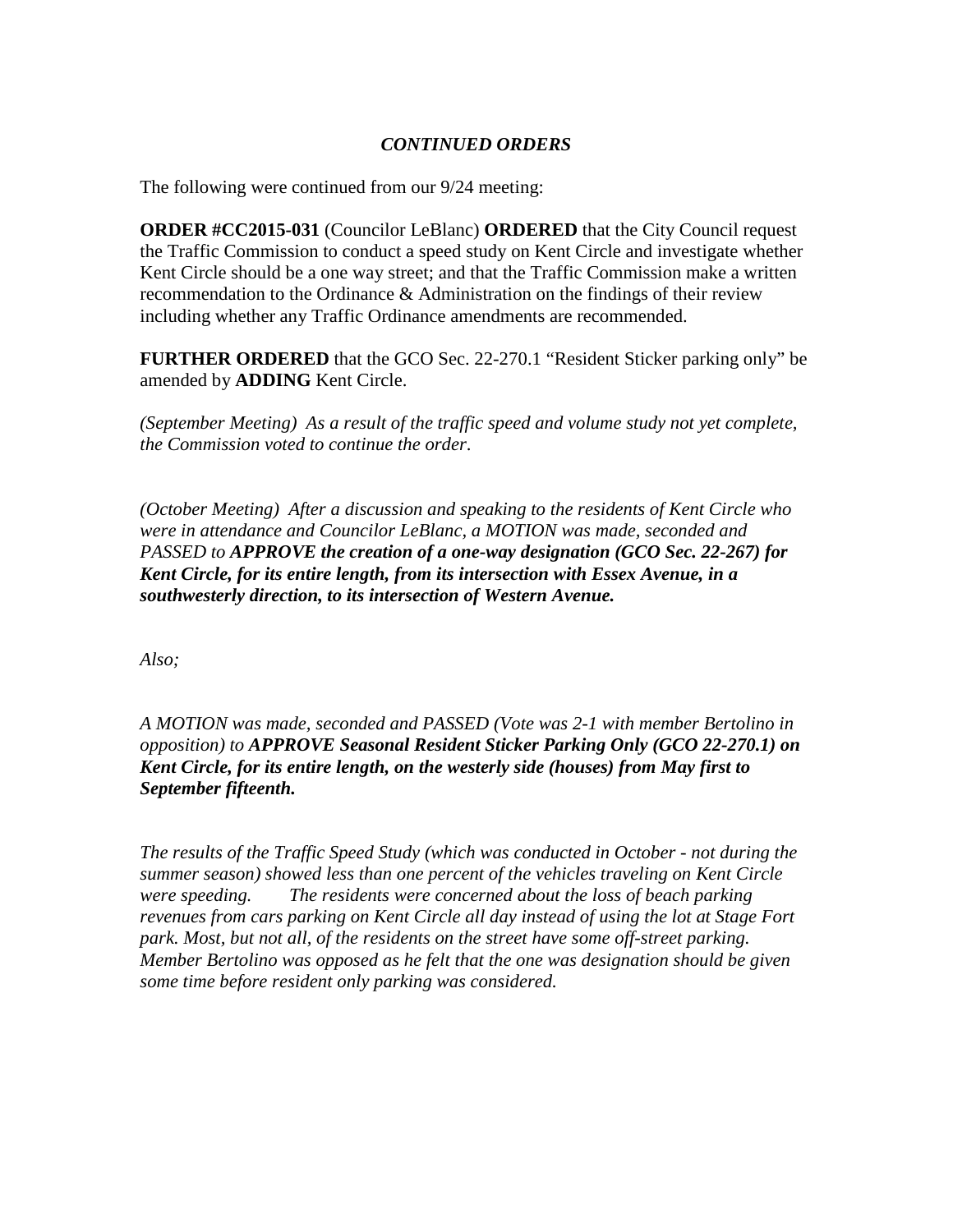## *CONTINUED ORDERS*

The following were continued from our 9/24 meeting:

**ORDER #CC2015-031** (Councilor LeBlanc) **ORDERED** that the City Council request the Traffic Commission to conduct a speed study on Kent Circle and investigate whether Kent Circle should be a one way street; and that the Traffic Commission make a written recommendation to the Ordinance & Administration on the findings of their review including whether any Traffic Ordinance amendments are recommended.

**FURTHER ORDERED** that the GCO Sec. 22-270.1 "Resident Sticker parking only" be amended by **ADDING** Kent Circle.

*(September Meeting) As a result of the traffic speed and volume study not yet complete, the Commission voted to continue the order.*

*(October Meeting) After a discussion and speaking to the residents of Kent Circle who were in attendance and Councilor LeBlanc, a MOTION was made, seconded and PASSED to* ***APPROVE the creation of a one-way designation (GCO Sec. 22-267) for Kent Circle, for its entire length, from its intersection with Essex Avenue, in a southwesterly direction, to its intersection of Western Avenue.***

*Also;*

*A MOTION was made, seconded and PASSED (Vote was 2-1 with member Bertolino in opposition) to* ***APPROVE Seasonal Resident Sticker Parking Only (GCO 22-270.1) on Kent Circle, for its entire length, on the westerly side (houses) from May first to September fifteenth.***

*The results of the Traffic Speed Study (which was conducted in October - not during the summer season) showed less than one percent of the vehicles traveling on Kent Circle were speeding. The residents were concerned about the loss of beach parking revenues from cars parking on Kent Circle all day instead of using the lot at Stage Fort park. Most, but not all, of the residents on the street have some off-street parking. Member Bertolino was opposed as he felt that the one was designation should be given some time before resident only parking was considered.*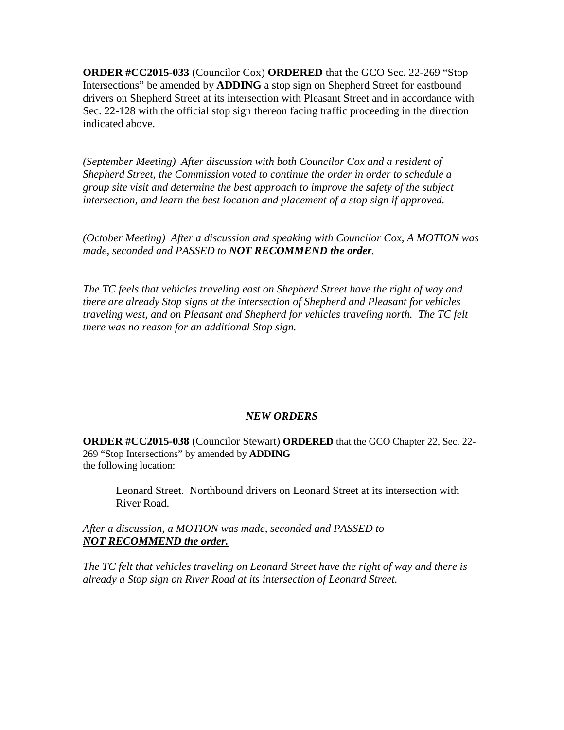**ORDER #CC2015-033** (Councilor Cox) **ORDERED** that the GCO Sec. 22-269 "Stop Intersections" be amended by **ADDING** a stop sign on Shepherd Street for eastbound drivers on Shepherd Street at its intersection with Pleasant Street and in accordance with Sec. 22-128 with the official stop sign thereon facing traffic proceeding in the direction indicated above.

*(September Meeting) After discussion with both Councilor Cox and a resident of Shepherd Street, the Commission voted to continue the order in order to schedule a group site visit and determine the best approach to improve the safety of the subject intersection, and learn the best location and placement of a stop sign if approved.*

*(October Meeting) After a discussion and speaking with Councilor Cox, A MOTION was made, seconded and PASSED to* ***NOT RECOMMEND the order****.*

*The TC feels that vehicles traveling east on Shepherd Street have the right of way and there are already Stop signs at the intersection of Shepherd and Pleasant for vehicles traveling west, and on Pleasant and Shepherd for vehicles traveling north. The TC felt there was no reason for an additional Stop sign.*

### *NEW ORDERS*

**ORDER #CC2015-038** (Councilor Stewart) **ORDERED** that the GCO Chapter 22, Sec. 22-269 "Stop Intersections" by amended by **ADDING** the following location:

> Leonard Street. Northbound drivers on Leonard Street at its intersection with River Road.

*After a discussion, a MOTION was made, seconded and PASSED to* ***NOT RECOMMEND the order.***

*The TC felt that vehicles traveling on Leonard Street have the right of way and there is already a Stop sign on River Road at its intersection of Leonard Street.*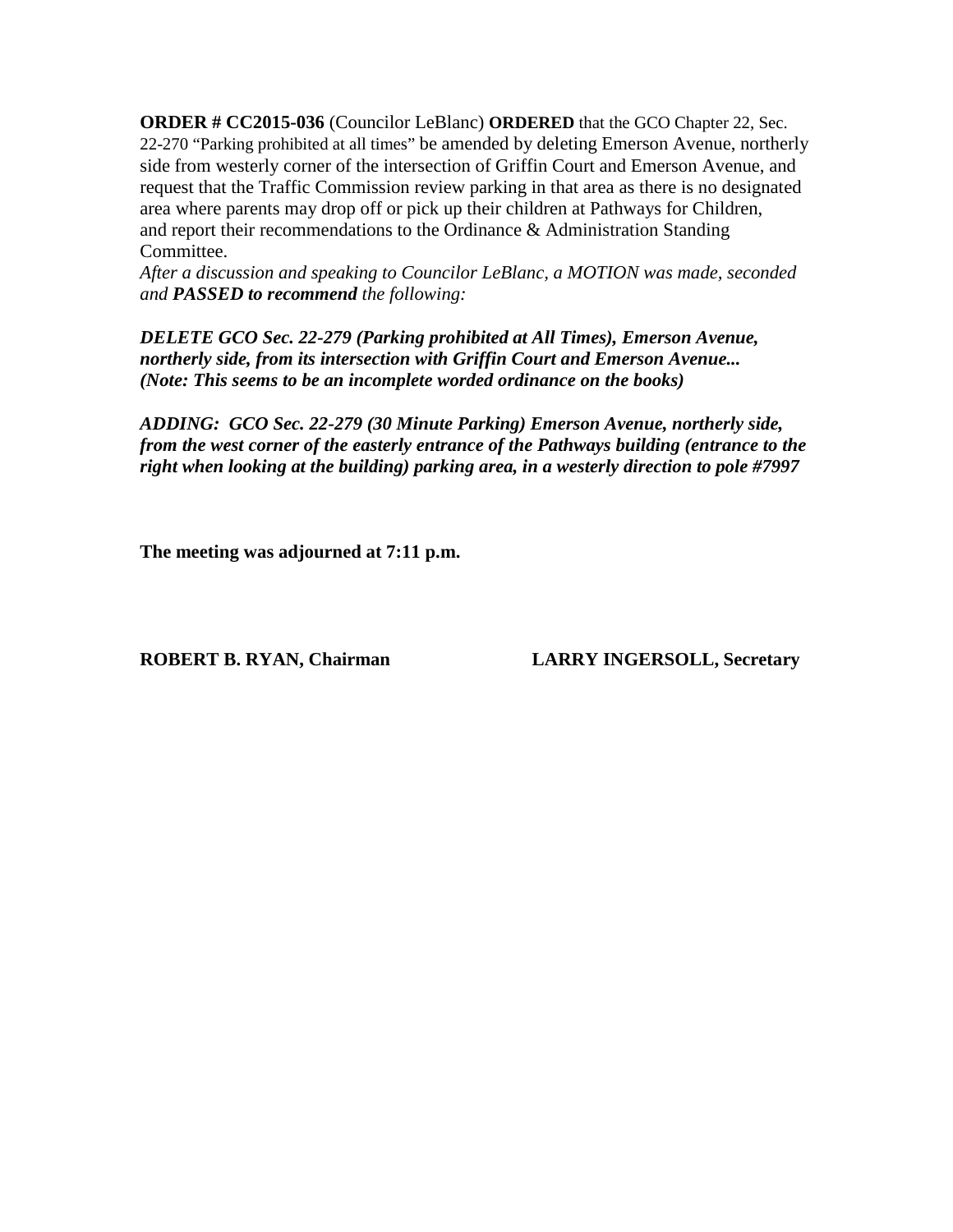**ORDER # CC2015-036** (Councilor LeBlanc) **ORDERED** that the GCO Chapter 22, Sec. 22-270 "Parking prohibited at all times" be amended by deleting Emerson Avenue, northerly side from westerly corner of the intersection of Griffin Court and Emerson Avenue, and request that the Traffic Commission review parking in that area as there is no designated area where parents may drop off or pick up their children at Pathways for Children, and report their recommendations to the Ordinance & Administration Standing Committee.

*After a discussion and speaking to Councilor LeBlanc, a MOTION was made, seconded and* ***PASSED to recommend*** *the following:*

***DELETE GCO Sec. 22-279 (Parking prohibited at All Times), Emerson Avenue, northerly side, from its intersection with Griffin Court and Emerson Avenue... (Note: This seems to be an incomplete worded ordinance on the books)***

***ADDING: GCO Sec. 22-279 (30 Minute Parking) Emerson Avenue, northerly side, from the west corner of the easterly entrance of the Pathways building (entrance to the right when looking at the building) parking area, in a westerly direction to pole #7997***

**The meeting was adjourned at 7:11 p.m.**

**ROBERT B. RYAN, Chairman** **LARRY INGERSOLL, Secretary**